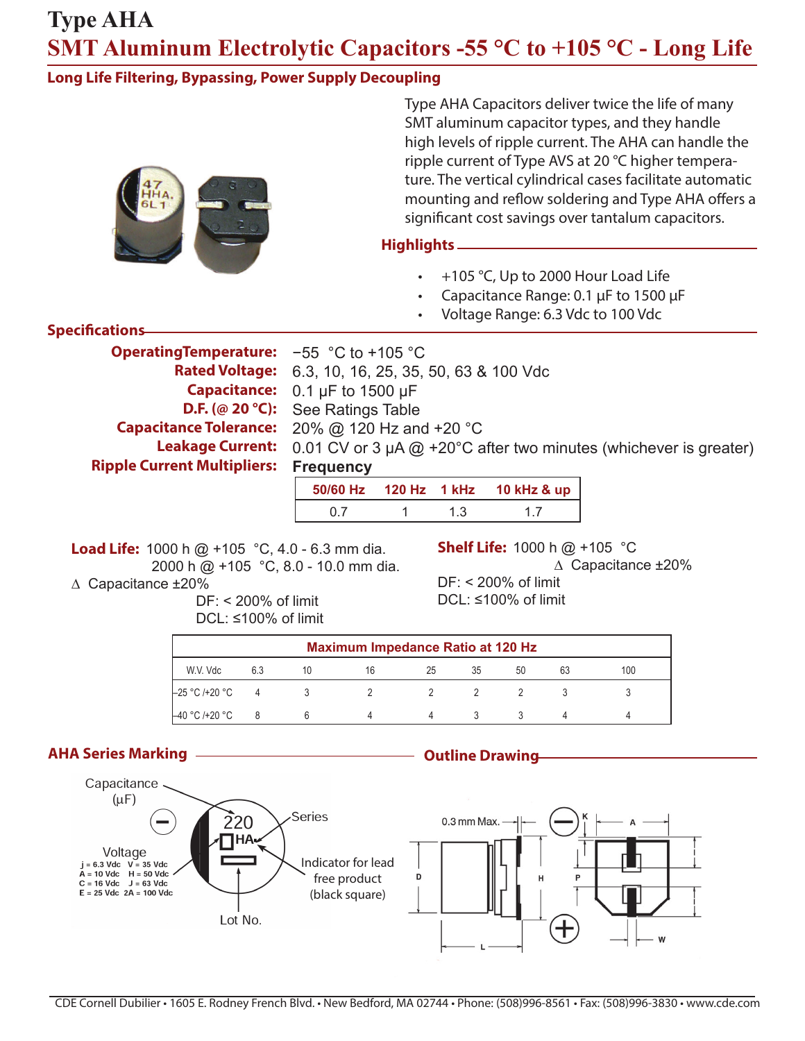# Type AHA

## SMT Aluminum Electrolytic Capacitors -55 °C to +105 °C - Long Life

### Long Life Filtering, Bypassing, Power Supply Decoupling

Type AHA Capacitors deliver twice the life of many SMT aluminum capacitor types, and they handle high levels of ripple current. The AHA can handle the ripple current of Type AVS at 20 °C higher temperature. The vertical cylindrical cases facilitate automatic mounting and reflow soldering and Type AHA offers a significant cost savings over tantalum capacitors.

### Highlights

- +105 °C, Up to 2000 Hour Load Life
- Capacitance Range: 0.1 µF to 1500 µF
- Voltage Range: 6.3 Vdc to 100 Vdc

### Specifications

**OperatingTemperature:** −55 °C to +105 °C

**Rated Voltage:** 6.3, 10, 16, 25, 35, 50, 63 & 100 Vdc

**Capacitance:** 0.1 µF to 1500 µF

**D.F. (@ 20 °C):** See Ratings Table

**Capacitance Tolerance:** 20% @ 120 Hz and +20 °C

**Leakage Current:** 0.01 CV or 3 µA @ +20°C after two minutes (whichever is greater)

**Ripple Current Multipliers:** **Frequency**

| 50/60 Hz | 120 Hz | 1 kHz | 10 kHz & up |
|---|---|---|---|
| 0.7 | 1 | 1.3 | 1.7 |

**Load Life:** 1000 h @ +105 °C, 4.0 - 6.3 mm dia.
2000 h @ +105 °C, 8.0 - 10.0 mm dia.
∆ Capacitance ±20%
DF: < 200% of limit
DCL: ≤100% of limit

**Shelf Life:** 1000 h @ +105 °C
∆ Capacitance ±20%
DF: < 200% of limit
DCL: ≤100% of limit

| Maximum Impedance Ratio at 120 Hz | | | | | | | | |
|---|---|---|---|---|---|---|---|---|
| W.V. Vdc | 6.3 | 10 | 16 | 25 | 35 | 50 | 63 | 100 |
| −25 °C /+20 °C | 4 | 3 | 2 | 2 | 2 | 2 | 3 | 3 |
| −40 °C /+20 °C | 8 | 6 | 4 | 4 | 3 | 3 | 4 | 4 |

### AHA Series Marking

Capacitance (µF)

220 HA

Series

Voltage
j = 6.3 Vdc V = 35 Vdc
A = 10 Vdc H = 50 Vdc
C = 16 Vdc J = 63 Vdc
E = 25 Vdc 2A = 100 Vdc

Indicator for lead free product (black square)

Lot No.

### Outline Drawing

0.3 mm Max. K A D H P L W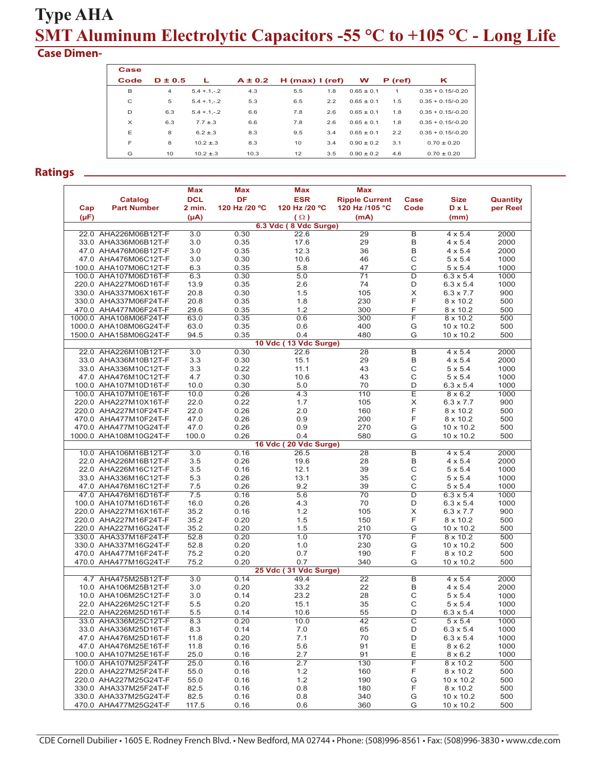# Type AHA

## SMT Aluminum Electrolytic Capacitors -55 °C to +105 °C - Long Life

### Case Dimen-

| Case Code | D ± 0.5 | L | A ± 0.2 | H (max) | I (ref) | W | P (ref) | K |
|---|---|---|---|---|---|---|---|---|
| B | 4 | 5.4 +.1,-.2 | 4.3 | 5.5 | 1.8 | 0.65 ± 0.1 | 1 | 0.35 + 0.15/-0.20 |
| C | 5 | 5.4 +.1,-.2 | 5.3 | 6.5 | 2.2 | 0.65 ± 0.1 | 1.5 | 0.35 + 0.15/-0.20 |
| D | 6.3 | 5.4 +.1,-.2 | 6.6 | 7.8 | 2.6 | 0.65 ± 0.1 | 1.8 | 0.35 + 0.15/-0.20 |
| X | 6.3 | 7.7 ±.3 | 6.6 | 7.8 | 2.6 | 0.65 ± 0.1 | 1.8 | 0.35 + 0.15/-0.20 |
| E | 8 | 6.2 ±.3 | 8.3 | 9.5 | 3.4 | 0.65 ± 0.1 | 2.2 | 0.35 + 0.15/-0.20 |
| F | 8 | 10.2 ±.3 | 8.3 | 10 | 3.4 | 0.90 ± 0.2 | 3.1 | 0.70 ± 0.20 |
| G | 10 | 10.2 ±.3 | 10.3 | 12 | 3.5 | 0.90 ± 0.2 | 4.6 | 0.70 ± 0.20 |

### Ratings

| Cap (µF) | Catalog Part Number | Max DCL 2 min. (µA) | Max DF 120 Hz /20 ºC | Max ESR 120 Hz /20 ºC (Ω) | Max Ripple Current 120 Hz /105 °C (mA) | Case Code | Size D x L (mm) | Quantity per Reel |
|---|---|---|---|---|---|---|---|---|
| | | | | **6.3 Vdc ( 8 Vdc Surge)** | | | | |
| 22.0 | AHA226M06B12T-F | 3.0 | 0.30 | 22.6 | 29 | B | 4 x 5.4 | 2000 |
| 33.0 | AHA336M06B12T-F | 3.0 | 0.35 | 17.6 | 29 | B | 4 x 5.4 | 2000 |
| 47.0 | AHA476M06B12T-F | 3.0 | 0.35 | 12.3 | 36 | B | 4 x 5.4 | 2000 |
| 47.0 | AHA476M06C12T-F | 3.0 | 0.30 | 10.6 | 46 | C | 5 x 5.4 | 1000 |
| 100.0 | AHA107M06C12T-F | 6.3 | 0.35 | 5.8 | 47 | C | 5 x 5.4 | 1000 |
| 100.0 | AHA107M06D16T-F | 6.3 | 0.30 | 5.0 | 71 | D | 6.3 x 5.4 | 1000 |
| 220.0 | AHA227M06D16T-F | 13.9 | 0.35 | 2.6 | 74 | D | 6.3 x 5.4 | 1000 |
| 330.0 | AHA337M06X16T-F | 20.8 | 0.30 | 1.5 | 105 | X | 6.3 x 7.7 | 900 |
| 330.0 | AHA337M06F24T-F | 20.8 | 0.35 | 1.8 | 230 | F | 8 x 10.2 | 500 |
| 470.0 | AHA477M06F24T-F | 29.6 | 0.35 | 1.2 | 300 | F | 8 x 10.2 | 500 |
| 1000.0 | AHA108M06F24T-F | 63.0 | 0.35 | 0.6 | 300 | F | 8 x 10.2 | 500 |
| 1000.0 | AHA108M06G24T-F | 63.0 | 0.35 | 0.6 | 400 | G | 10 x 10.2 | 500 |
| 1500.0 | AHA158M06G24T-F | 94.5 | 0.35 | 0.4 | 480 | G | 10 x 10.2 | 500 |
| | | | | **10 Vdc ( 13 Vdc Surge)** | | | | |
| 22.0 | AHA226M10B12T-F | 3.0 | 0.30 | 22.6 | 28 | B | 4 x 5.4 | 2000 |
| 33.0 | AHA336M10B12T-F | 3.3 | 0.30 | 15.1 | 29 | B | 4 x 5.4 | 2000 |
| 33.0 | AHA336M10C12T-F | 3.3 | 0.22 | 11.1 | 43 | C | 5 x 5.4 | 1000 |
| 47.0 | AHA476M10C12T-F | 4.7 | 0.30 | 10.6 | 43 | C | 5 x 5.4 | 1000 |
| 100.0 | AHA107M10D16T-F | 10.0 | 0.30 | 5.0 | 70 | D | 6.3 x 5.4 | 1000 |
| 100.0 | AHA107M10E16T-F | 10.0 | 0.26 | 4.3 | 110 | E | 8 x 6.2 | 1000 |
| 220.0 | AHA227M10X16T-F | 22.0 | 0.22 | 1.7 | 105 | X | 6.3 x 7.7 | 900 |
| 220.0 | AHA227M10F24T-F | 22.0 | 0.26 | 2.0 | 160 | F | 8 x 10.2 | 500 |
| 470.0 | AHA477M10F24T-F | 47.0 | 0.26 | 0.9 | 200 | F | 8 x 10.2 | 500 |
| 470.0 | AHA477M10G24T-F | 47.0 | 0.26 | 0.9 | 270 | G | 10 x 10.2 | 500 |
| 1000.0 | AHA108M10G24T-F | 100.0 | 0.26 | 0.4 | 580 | G | 10 x 10.2 | 500 |
| | | | | **16 Vdc ( 20 Vdc Surge)** | | | | |
| 10.0 | AHA106M16B12T-F | 3.0 | 0.16 | 26.5 | 28 | B | 4 x 5.4 | 2000 |
| 22.0 | AHA226M16B12T-F | 3.5 | 0.26 | 19.6 | 28 | B | 4 x 5.4 | 2000 |
| 22.0 | AHA226M16C12T-F | 3.5 | 0.16 | 12.1 | 39 | C | 5 x 5.4 | 1000 |
| 33.0 | AHA336M16C12T-F | 5.3 | 0.26 | 13.1 | 35 | C | 5 x 5.4 | 1000 |
| 47.0 | AHA476M16C12T-F | 7.5 | 0.26 | 9.2 | 39 | C | 5 x 5.4 | 1000 |
| 47.0 | AHA476M16D16T-F | 7.5 | 0.16 | 5.6 | 70 | D | 6.3 x 5.4 | 1000 |
| 100.0 | AHA107M16D16T-F | 16.0 | 0.26 | 4.3 | 70 | D | 6.3 x 5.4 | 1000 |
| 220.0 | AHA227M16X16T-F | 35.2 | 0.16 | 1.2 | 105 | X | 6.3 x 7.7 | 900 |
| 220.0 | AHA227M16F24T-F | 35.2 | 0.20 | 1.5 | 150 | F | 8 x 10.2 | 500 |
| 220.0 | AHA227M16G24T-F | 35.2 | 0.20 | 1.5 | 210 | G | 10 x 10.2 | 500 |
| 330.0 | AHA337M16F24T-F | 52.8 | 0.20 | 1.0 | 170 | F | 8 x 10.2 | 500 |
| 330.0 | AHA337M16G24T-F | 52.8 | 0.20 | 1.0 | 230 | G | 10 x 10.2 | 500 |
| 470.0 | AHA477M16F24T-F | 75.2 | 0.20 | 0.7 | 190 | F | 8 x 10.2 | 500 |
| 470.0 | AHA477M16G24T-F | 75.2 | 0.20 | 0.7 | 340 | G | 10 x 10.2 | 500 |
| | | | | **25 Vdc ( 31 Vdc Surge)** | | | | |
| 4.7 | AHA475M25B12T-F | 3.0 | 0.14 | 49.4 | 22 | B | 4 x 5.4 | 2000 |
| 10.0 | AHA106M25B12T-F | 3.0 | 0.20 | 33.2 | 22 | B | 4 x 5.4 | 2000 |
| 10.0 | AHA106M25C12T-F | 3.0 | 0.14 | 23.2 | 28 | C | 5 x 5.4 | 1000 |
| 22.0 | AHA226M25C12T-F | 5.5 | 0.20 | 15.1 | 35 | C | 5 x 5.4 | 1000 |
| 22.0 | AHA226M25D16T-F | 5.5 | 0.14 | 10.6 | 55 | D | 6.3 x 5.4 | 1000 |
| 33.0 | AHA336M25C12T-F | 8.3 | 0.20 | 10.0 | 42 | C | 5 x 5.4 | 1000 |
| 33.0 | AHA336M25D16T-F | 8.3 | 0.14 | 7.0 | 65 | D | 6.3 x 5.4 | 1000 |
| 47.0 | AHA476M25D16T-F | 11.8 | 0.20 | 7.1 | 70 | D | 6.3 x 5.4 | 1000 |
| 47.0 | AHA476M25E16T-F | 11.8 | 0.16 | 5.6 | 91 | E | 8 x 6.2 | 1000 |
| 100.0 | AHA107M25E16T-F | 25.0 | 0.16 | 2.7 | 91 | E | 8 x 6.2 | 1000 |
| 100.0 | AHA107M25F24T-F | 25.0 | 0.16 | 2.7 | 130 | F | 8 x 10.2 | 500 |
| 220.0 | AHA227M25F24T-F | 55.0 | 0.16 | 1.2 | 160 | F | 8 x 10.2 | 500 |
| 220.0 | AHA227M25G24T-F | 55.0 | 0.16 | 1.2 | 190 | G | 10 x 10.2 | 500 |
| 330.0 | AHA337M25F24T-F | 82.5 | 0.16 | 0.8 | 180 | F | 8 x 10.2 | 500 |
| 330.0 | AHA337M25G24T-F | 82.5 | 0.16 | 0.8 | 340 | G | 10 x 10.2 | 500 |
| 470.0 | AHA477M25G24T-F | 117.5 | 0.16 | 0.6 | 360 | G | 10 x 10.2 | 500 |

CDE Cornell Dubilier • 1605 E. Rodney French Blvd. • New Bedford, MA 02744 • Phone: (508)996-8561 • Fax: (508)996-3830 • www.cde.com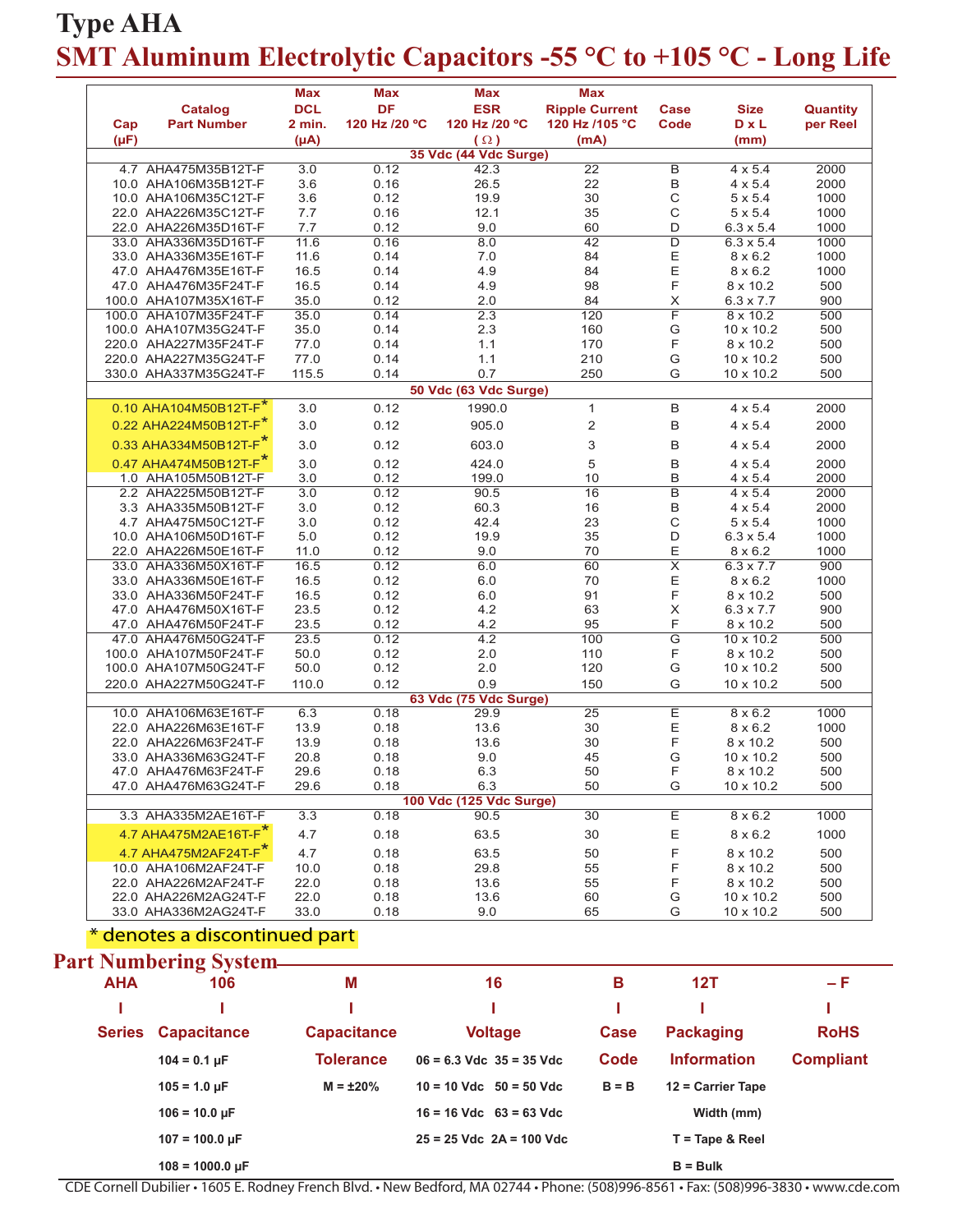# Type AHA

## SMT Aluminum Electrolytic Capacitors -55 °C to +105 °C - Long Life

| Cap (µF) | Catalog Part Number | Max DCL 2 min. (µA) | Max DF 120 Hz /20 ºC | Max ESR 120 Hz /20 ºC (Ω) | Max Ripple Current 120 Hz /105 °C (mA) | Case Code | Size D x L (mm) | Quantity per Reel |
|---|---|---|---|---|---|---|---|---|
| **35 Vdc (44 Vdc Surge)** | | | | | | | | |
| 4.7 | AHA475M35B12T-F | 3.0 | 0.12 | 42.3 | 22 | B | 4 x 5.4 | 2000 |
| 10.0 | AHA106M35B12T-F | 3.6 | 0.16 | 26.5 | 22 | B | 4 x 5.4 | 2000 |
| 10.0 | AHA106M35C12T-F | 3.6 | 0.12 | 19.9 | 30 | C | 5 x 5.4 | 1000 |
| 22.0 | AHA226M35C12T-F | 7.7 | 0.16 | 12.1 | 35 | C | 5 x 5.4 | 1000 |
| 22.0 | AHA226M35D16T-F | 7.7 | 0.12 | 9.0 | 60 | D | 6.3 x 5.4 | 1000 |
| 33.0 | AHA336M35D16T-F | 11.6 | 0.16 | 8.0 | 42 | D | 6.3 x 5.4 | 1000 |
| 33.0 | AHA336M35E16T-F | 11.6 | 0.14 | 7.0 | 84 | E | 8 x 6.2 | 1000 |
| 47.0 | AHA476M35E16T-F | 16.5 | 0.14 | 4.9 | 84 | E | 8 x 6.2 | 1000 |
| 47.0 | AHA476M35F24T-F | 16.5 | 0.14 | 4.9 | 98 | F | 8 x 10.2 | 500 |
| 100.0 | AHA107M35X16T-F | 35.0 | 0.12 | 2.0 | 84 | X | 6.3 x 7.7 | 900 |
| 100.0 | AHA107M35F24T-F | 35.0 | 0.14 | 2.3 | 120 | F | 8 x 10.2 | 500 |
| 100.0 | AHA107M35G24T-F | 35.0 | 0.14 | 2.3 | 160 | G | 10 x 10.2 | 500 |
| 220.0 | AHA227M35F24T-F | 77.0 | 0.14 | 1.1 | 170 | F | 8 x 10.2 | 500 |
| 220.0 | AHA227M35G24T-F | 77.0 | 0.14 | 1.1 | 210 | G | 10 x 10.2 | 500 |
| 330.0 | AHA337M35G24T-F | 115.5 | 0.14 | 0.7 | 250 | G | 10 x 10.2 | 500 |
| **50 Vdc (63 Vdc Surge)** | | | | | | | | |
| 0.10 | AHA104M50B12T-F* | 3.0 | 0.12 | 1990.0 | 1 | B | 4 x 5.4 | 2000 |
| 0.22 | AHA224M50B12T-F* | 3.0 | 0.12 | 905.0 | 2 | B | 4 x 5.4 | 2000 |
| 0.33 | AHA334M50B12T-F* | 3.0 | 0.12 | 603.0 | 3 | B | 4 x 5.4 | 2000 |
| 0.47 | AHA474M50B12T-F* | 3.0 | 0.12 | 424.0 | 5 | B | 4 x 5.4 | 2000 |
| 1.0 | AHA105M50B12T-F | 3.0 | 0.12 | 199.0 | 10 | B | 4 x 5.4 | 2000 |
| 2.2 | AHA225M50B12T-F | 3.0 | 0.12 | 90.5 | 16 | B | 4 x 5.4 | 2000 |
| 3.3 | AHA335M50B12T-F | 3.0 | 0.12 | 60.3 | 16 | B | 4 x 5.4 | 2000 |
| 4.7 | AHA475M50C12T-F | 3.0 | 0.12 | 42.4 | 23 | C | 5 x 5.4 | 1000 |
| 10.0 | AHA106M50D16T-F | 5.0 | 0.12 | 19.9 | 35 | D | 6.3 x 5.4 | 1000 |
| 22.0 | AHA226M50E16T-F | 11.0 | 0.12 | 9.0 | 70 | E | 8 x 6.2 | 1000 |
| 33.0 | AHA336M50X16T-F | 16.5 | 0.12 | 6.0 | 60 | X | 6.3 x 7.7 | 900 |
| 33.0 | AHA336M50E16T-F | 16.5 | 0.12 | 6.0 | 70 | E | 8 x 6.2 | 1000 |
| 33.0 | AHA336M50F24T-F | 16.5 | 0.12 | 6.0 | 91 | F | 8 x 10.2 | 500 |
| 47.0 | AHA476M50X16T-F | 23.5 | 0.12 | 4.2 | 63 | X | 6.3 x 7.7 | 900 |
| 47.0 | AHA476M50F24T-F | 23.5 | 0.12 | 4.2 | 95 | F | 8 x 10.2 | 500 |
| 47.0 | AHA476M50G24T-F | 23.5 | 0.12 | 4.2 | 100 | G | 10 x 10.2 | 500 |
| 100.0 | AHA107M50F24T-F | 50.0 | 0.12 | 2.0 | 110 | F | 8 x 10.2 | 500 |
| 100.0 | AHA107M50G24T-F | 50.0 | 0.12 | 2.0 | 120 | G | 10 x 10.2 | 500 |
| 220.0 | AHA227M50G24T-F | 110.0 | 0.12 | 0.9 | 150 | G | 10 x 10.2 | 500 |
| **63 Vdc (75 Vdc Surge)** | | | | | | | | |
| 10.0 | AHA106M63E16T-F | 6.3 | 0.18 | 29.9 | 25 | E | 8 x 6.2 | 1000 |
| 22.0 | AHA226M63E16T-F | 13.9 | 0.18 | 13.6 | 30 | E | 8 x 6.2 | 1000 |
| 22.0 | AHA226M63F24T-F | 13.9 | 0.18 | 13.6 | 30 | F | 8 x 10.2 | 500 |
| 33.0 | AHA336M63G24T-F | 20.8 | 0.18 | 9.0 | 45 | G | 10 x 10.2 | 500 |
| 47.0 | AHA476M63F24T-F | 29.6 | 0.18 | 6.3 | 50 | F | 8 x 10.2 | 500 |
| 47.0 | AHA476M63G24T-F | 29.6 | 0.18 | 6.3 | 50 | G | 10 x 10.2 | 500 |
| **100 Vdc (125 Vdc Surge)** | | | | | | | | |
| 3.3 | AHA335M2AE16T-F | 3.3 | 0.18 | 90.5 | 30 | E | 8 x 6.2 | 1000 |
| 4.7 | AHA475M2AE16T-F* | 4.7 | 0.18 | 63.5 | 30 | E | 8 x 6.2 | 1000 |
| 4.7 | AHA475M2AF24T-F* | 4.7 | 0.18 | 63.5 | 50 | F | 8 x 10.2 | 500 |
| 10.0 | AHA106M2AF24T-F | 10.0 | 0.18 | 29.8 | 55 | F | 8 x 10.2 | 500 |
| 22.0 | AHA226M2AF24T-F | 22.0 | 0.18 | 13.6 | 55 | F | 8 x 10.2 | 500 |
| 22.0 | AHA226M2AG24T-F | 22.0 | 0.18 | 13.6 | 60 | G | 10 x 10.2 | 500 |
| 33.0 | AHA336M2AG24T-F | 33.0 | 0.18 | 9.0 | 65 | G | 10 x 10.2 | 500 |

\* denotes a discontinued part

## Part Numbering System

| AHA | 106 | M | 16 | B | 12T | – F |
|---|---|---|---|---|---|---|
| Series | Capacitance | Capacitance Tolerance | Voltage | Case Code | Packaging Information | RoHS Compliant |
| | 104 = 0.1 µF | M = ±20% | 06 = 6.3 Vdc 35 = 35 Vdc | B = B | 12 = Carrier Tape Width (mm) | |
| | 105 = 1.0 µF | | 10 = 10 Vdc 50 = 50 Vdc | | T = Tape & Reel | |
| | 106 = 10.0 µF | | 16 = 16 Vdc 63 = 63 Vdc | | B = Bulk | |
| | 107 = 100.0 µF | | 25 = 25 Vdc 2A = 100 Vdc | | | |
| | 108 = 1000.0 µF | | | | | |

CDE Cornell Dubilier • 1605 E. Rodney French Blvd. • New Bedford, MA 02744 • Phone: (508)996-8561 • Fax: (508)996-3830 • www.cde.com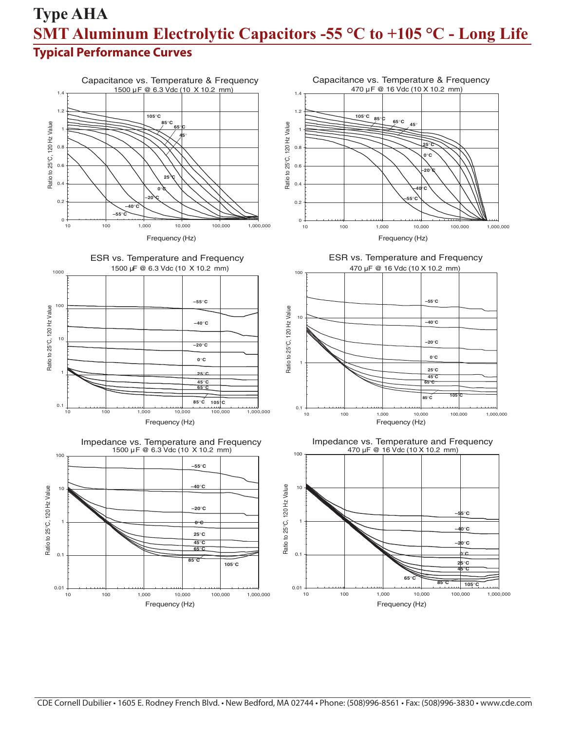# Type AHA

## SMT Aluminum Electrolytic Capacitors -55 °C to +105 °C - Long Life

### Typical Performance Curves

Capacitance vs. Temperature & Frequency
1500 µF @ 6.3 Vdc (10 X 10.2 mm)

Capacitance vs. Temperature & Frequency
470 µF @ 16 Vdc (10 X 10.2 mm)

ESR vs. Temperature and Frequency
1500 µF @ 6.3 Vdc (10 X 10.2 mm)

ESR vs. Temperature and Frequency
470 µF @ 16 Vdc (10 X 10.2 mm)

Impedance vs. Temperature and Frequency
1500 µF @ 6.3 Vdc (10 X 10.2 mm)

Impedance vs. Temperature and Frequency
470 µF @ 16 Vdc (10 X 10.2 mm)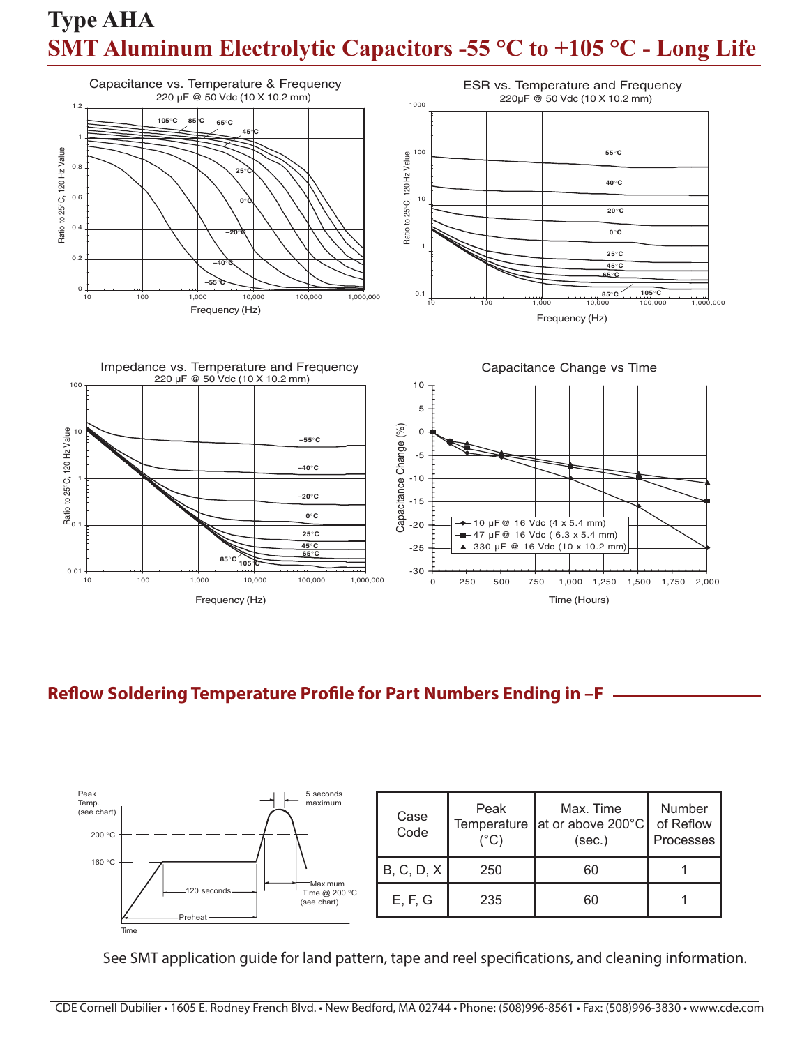# Type AHA
## SMT Aluminum Electrolytic Capacitors -55 °C to +105 °C - Long Life

Capacitance vs. Temperature & Frequency
220 µF @ 50 Vdc (10 X 10.2 mm)

ESR vs. Temperature and Frequency
220µF @ 50 Vdc (10 X 10.2 mm)

Impedance vs. Temperature and Frequency
220 µF @ 50 Vdc (10 X 10.2 mm)

Capacitance Change vs Time

## Reflow Soldering Temperature Profile for Part Numbers Ending in –F

| Case Code | Peak Temperature (°C) | Max. Time at or above 200°C (sec.) | Number of Reflow Processes |
|---|---|---|---|
| B, C, D, X | 250 | 60 | 1 |
| E, F, G | 235 | 60 | 1 |

See SMT application guide for land pattern, tape and reel specifications, and cleaning information.

CDE Cornell Dubilier • 1605 E. Rodney French Blvd. • New Bedford, MA 02744 • Phone: (508)996-8561 • Fax: (508)996-3830 • www.cde.com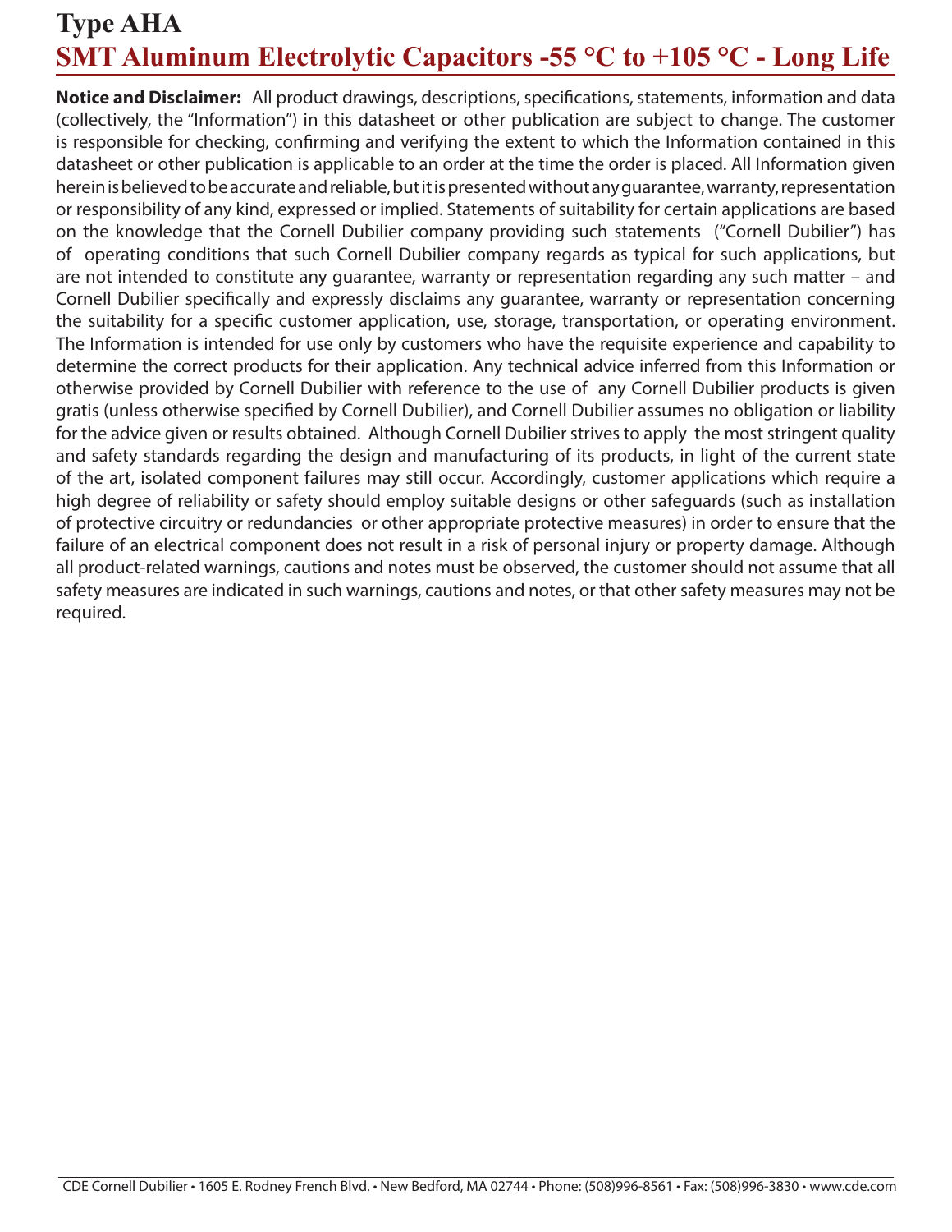# Type AHA

## SMT Aluminum Electrolytic Capacitors -55 °C to +105 °C - Long Life

**Notice and Disclaimer:** All product drawings, descriptions, specifications, statements, information and data (collectively, the "Information") in this datasheet or other publication are subject to change. The customer is responsible for checking, confirming and verifying the extent to which the Information contained in this datasheet or other publication is applicable to an order at the time the order is placed. All Information given herein is believed to be accurate and reliable, but it is presented without any guarantee, warranty, representation or responsibility of any kind, expressed or implied. Statements of suitability for certain applications are based on the knowledge that the Cornell Dubilier company providing such statements ("Cornell Dubilier") has of operating conditions that such Cornell Dubilier company regards as typical for such applications, but are not intended to constitute any guarantee, warranty or representation regarding any such matter – and Cornell Dubilier specifically and expressly disclaims any guarantee, warranty or representation concerning the suitability for a specific customer application, use, storage, transportation, or operating environment. The Information is intended for use only by customers who have the requisite experience and capability to determine the correct products for their application. Any technical advice inferred from this Information or otherwise provided by Cornell Dubilier with reference to the use of any Cornell Dubilier products is given gratis (unless otherwise specified by Cornell Dubilier), and Cornell Dubilier assumes no obligation or liability for the advice given or results obtained. Although Cornell Dubilier strives to apply the most stringent quality and safety standards regarding the design and manufacturing of its products, in light of the current state of the art, isolated component failures may still occur. Accordingly, customer applications which require a high degree of reliability or safety should employ suitable designs or other safeguards (such as installation of protective circuitry or redundancies or other appropriate protective measures) in order to ensure that the failure of an electrical component does not result in a risk of personal injury or property damage. Although all product-related warnings, cautions and notes must be observed, the customer should not assume that all safety measures are indicated in such warnings, cautions and notes, or that other safety measures may not be required.

CDE Cornell Dubilier • 1605 E. Rodney French Blvd. • New Bedford, MA 02744 • Phone: (508)996-8561 • Fax: (508)996-3830 • www.cde.com